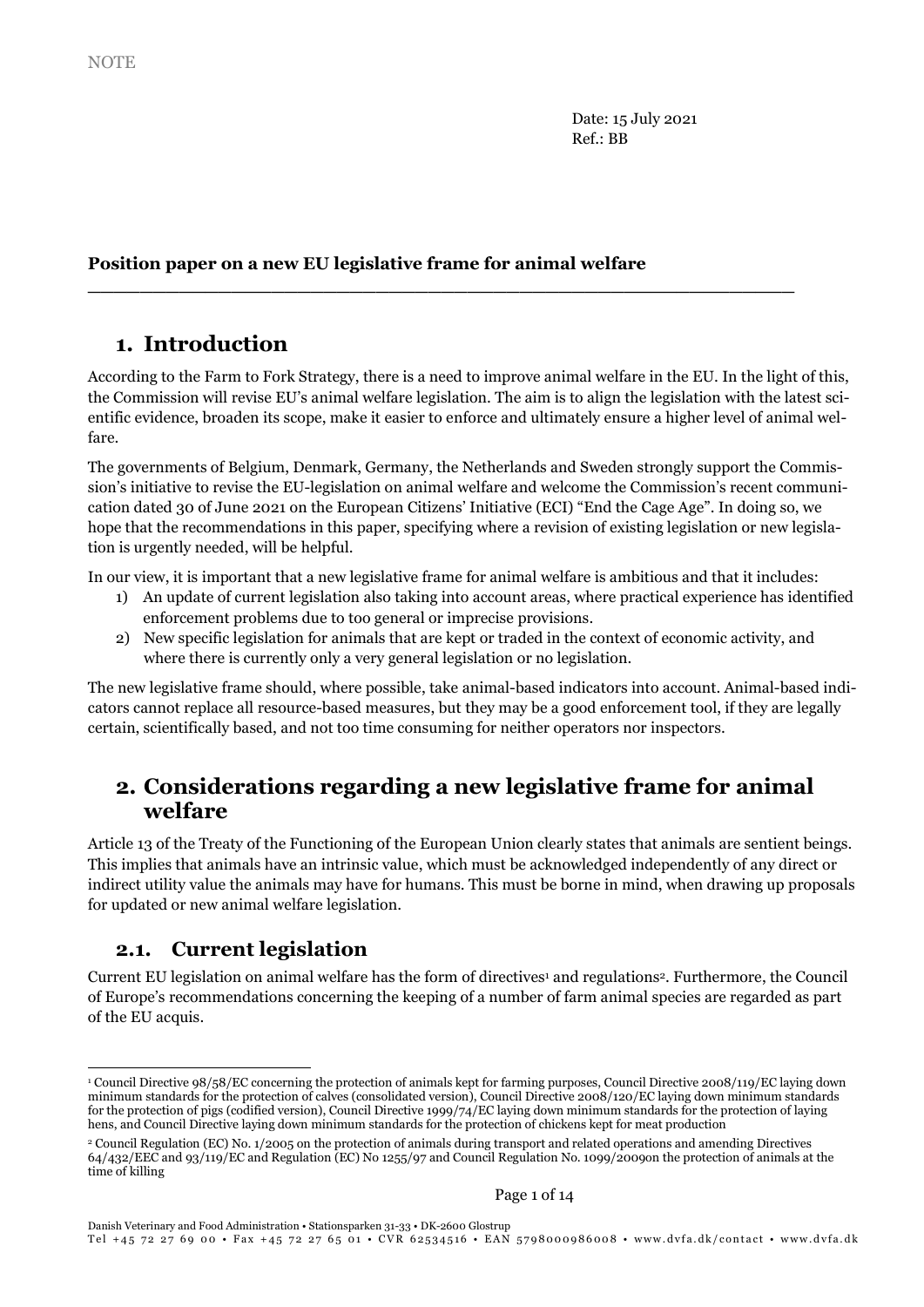NOTE

Date: 15 July 2021
Ref.: BB

**Position paper on a new EU legislative frame for animal welfare**

# 1. Introduction

According to the Farm to Fork Strategy, there is a need to improve animal welfare in the EU. In the light of this, the Commission will revise EU's animal welfare legislation. The aim is to align the legislation with the latest scientific evidence, broaden its scope, make it easier to enforce and ultimately ensure a higher level of animal welfare.

The governments of Belgium, Denmark, Germany, the Netherlands and Sweden strongly support the Commission's initiative to revise the EU-legislation on animal welfare and welcome the Commission's recent communication dated 30 of June 2021 on the European Citizens' Initiative (ECI) "End the Cage Age". In doing so, we hope that the recommendations in this paper, specifying where a revision of existing legislation or new legislation is urgently needed, will be helpful.

In our view, it is important that a new legislative frame for animal welfare is ambitious and that it includes:

1) An update of current legislation also taking into account areas, where practical experience has identified enforcement problems due to too general or imprecise provisions.
2) New specific legislation for animals that are kept or traded in the context of economic activity, and where there is currently only a very general legislation or no legislation.

The new legislative frame should, where possible, take animal-based indicators into account. Animal-based indicators cannot replace all resource-based measures, but they may be a good enforcement tool, if they are legally certain, scientifically based, and not too time consuming for neither operators nor inspectors.

# 2. Considerations regarding a new legislative frame for animal welfare

Article 13 of the Treaty of the Functioning of the European Union clearly states that animals are sentient beings. This implies that animals have an intrinsic value, which must be acknowledged independently of any direct or indirect utility value the animals may have for humans. This must be borne in mind, when drawing up proposals for updated or new animal welfare legislation.

## 2.1. Current legislation

Current EU legislation on animal welfare has the form of directives[1] and regulations[2]. Furthermore, the Council of Europe's recommendations concerning the keeping of a number of farm animal species are regarded as part of the EU acquis.

---

[1] Council Directive 98/58/EC concerning the protection of animals kept for farming purposes, Council Directive 2008/119/EC laying down minimum standards for the protection of calves (consolidated version), Council Directive 2008/120/EC laying down minimum standards for the protection of pigs (codified version), Council Directive 1999/74/EC laying down minimum standards for the protection of laying hens, and Council Directive laying down minimum standards for the protection of chickens kept for meat production

[2] Council Regulation (EC) No. 1/2005 on the protection of animals during transport and related operations and amending Directives 64/432/EEC and 93/119/EC and Regulation (EC) No 1255/97 and Council Regulation No. 1099/2009on the protection of animals at the time of killing

Danish Veterinary and Food Administration • Stationsparken 31-33 • DK-2600 Glostrup
Tel +45 72 27 69 00 • Fax +45 72 27 65 01 • CVR 62534516 • EAN 5798000986008 • www.dvfa.dk/contact • www.dvfa.dk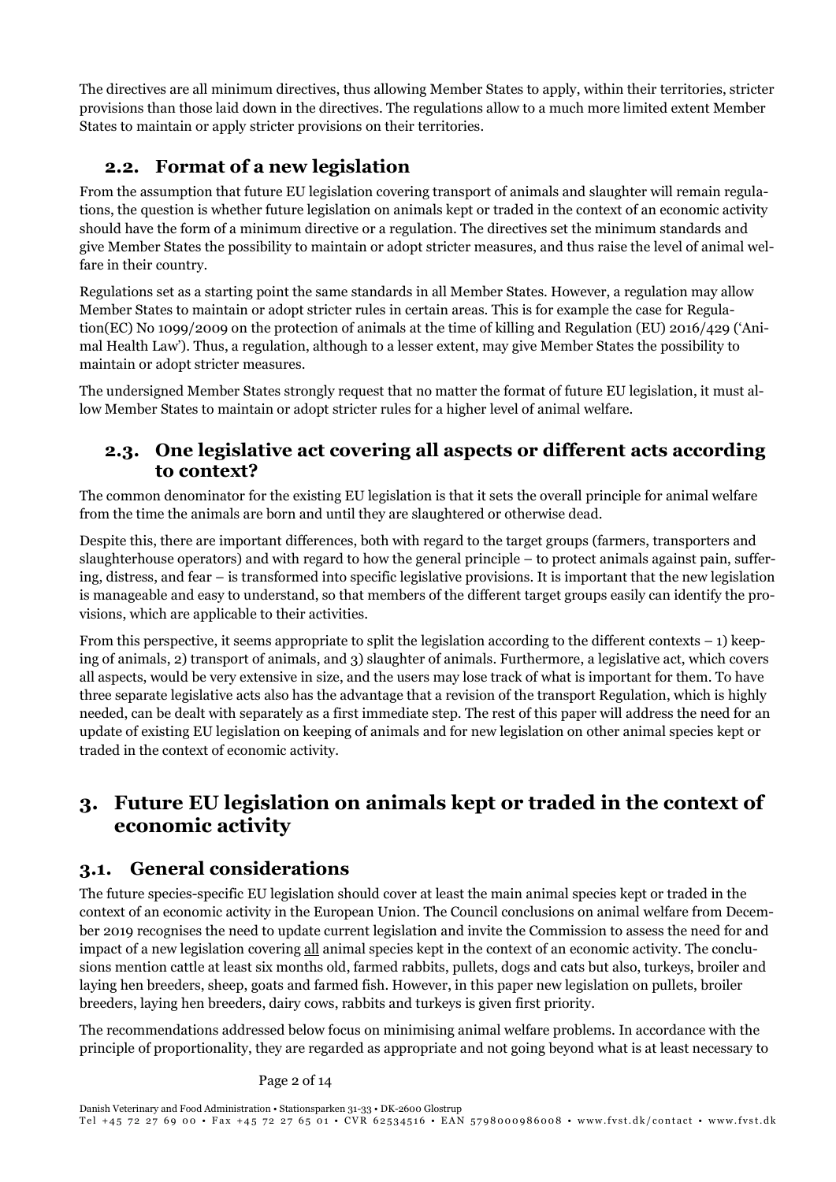The directives are all minimum directives, thus allowing Member States to apply, within their territories, stricter provisions than those laid down in the directives. The regulations allow to a much more limited extent Member States to maintain or apply stricter provisions on their territories.

## 2.2. Format of a new legislation

From the assumption that future EU legislation covering transport of animals and slaughter will remain regulations, the question is whether future legislation on animals kept or traded in the context of an economic activity should have the form of a minimum directive or a regulation. The directives set the minimum standards and give Member States the possibility to maintain or adopt stricter measures, and thus raise the level of animal welfare in their country.

Regulations set as a starting point the same standards in all Member States. However, a regulation may allow Member States to maintain or adopt stricter rules in certain areas. This is for example the case for Regulation(EC) No 1099/2009 on the protection of animals at the time of killing and Regulation (EU) 2016/429 ('Animal Health Law'). Thus, a regulation, although to a lesser extent, may give Member States the possibility to maintain or adopt stricter measures.

The undersigned Member States strongly request that no matter the format of future EU legislation, it must allow Member States to maintain or adopt stricter rules for a higher level of animal welfare.

## 2.3. One legislative act covering all aspects or different acts according to context?

The common denominator for the existing EU legislation is that it sets the overall principle for animal welfare from the time the animals are born and until they are slaughtered or otherwise dead.

Despite this, there are important differences, both with regard to the target groups (farmers, transporters and slaughterhouse operators) and with regard to how the general principle – to protect animals against pain, suffering, distress, and fear – is transformed into specific legislative provisions. It is important that the new legislation is manageable and easy to understand, so that members of the different target groups easily can identify the provisions, which are applicable to their activities.

From this perspective, it seems appropriate to split the legislation according to the different contexts – 1) keeping of animals, 2) transport of animals, and 3) slaughter of animals. Furthermore, a legislative act, which covers all aspects, would be very extensive in size, and the users may lose track of what is important for them. To have three separate legislative acts also has the advantage that a revision of the transport Regulation, which is highly needed, can be dealt with separately as a first immediate step. The rest of this paper will address the need for an update of existing EU legislation on keeping of animals and for new legislation on other animal species kept or traded in the context of economic activity.

# 3. Future EU legislation on animals kept or traded in the context of economic activity

## 3.1. General considerations

The future species-specific EU legislation should cover at least the main animal species kept or traded in the context of an economic activity in the European Union. The Council conclusions on animal welfare from December 2019 recognises the need to update current legislation and invite the Commission to assess the need for and impact of a new legislation covering all animal species kept in the context of an economic activity. The conclusions mention cattle at least six months old, farmed rabbits, pullets, dogs and cats but also, turkeys, broiler and laying hen breeders, sheep, goats and farmed fish. However, in this paper new legislation on pullets, broiler breeders, laying hen breeders, dairy cows, rabbits and turkeys is given first priority.

The recommendations addressed below focus on minimising animal welfare problems. In accordance with the principle of proportionality, they are regarded as appropriate and not going beyond what is at least necessary to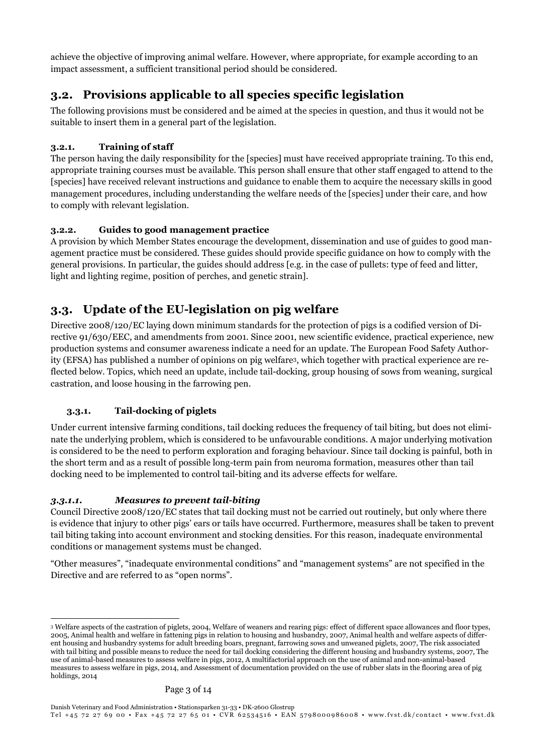achieve the objective of improving animal welfare. However, where appropriate, for example according to an impact assessment, a sufficient transitional period should be considered.

## 3.2. Provisions applicable to all species specific legislation

The following provisions must be considered and be aimed at the species in question, and thus it would not be suitable to insert them in a general part of the legislation.

#### 3.2.1. Training of staff

The person having the daily responsibility for the [species] must have received appropriate training. To this end, appropriate training courses must be available. This person shall ensure that other staff engaged to attend to the [species] have received relevant instructions and guidance to enable them to acquire the necessary skills in good management procedures, including understanding the welfare needs of the [species] under their care, and how to comply with relevant legislation.

#### 3.2.2. Guides to good management practice

A provision by which Member States encourage the development, dissemination and use of guides to good management practice must be considered. These guides should provide specific guidance on how to comply with the general provisions. In particular, the guides should address [e.g. in the case of pullets: type of feed and litter, light and lighting regime, position of perches, and genetic strain].

## 3.3. Update of the EU-legislation on pig welfare

Directive 2008/120/EC laying down minimum standards for the protection of pigs is a codified version of Directive 91/630/EEC, and amendments from 2001. Since 2001, new scientific evidence, practical experience, new production systems and consumer awareness indicate a need for an update. The European Food Safety Authority (EFSA) has published a number of opinions on pig welfare[3], which together with practical experience are reflected below. Topics, which need an update, include tail-docking, group housing of sows from weaning, surgical castration, and loose housing in the farrowing pen.

### 3.3.1. Tail-docking of piglets

Under current intensive farming conditions, tail docking reduces the frequency of tail biting, but does not eliminate the underlying problem, which is considered to be unfavourable conditions. A major underlying motivation is considered to be the need to perform exploration and foraging behaviour. Since tail docking is painful, both in the short term and as a result of possible long-term pain from neuroma formation, measures other than tail docking need to be implemented to control tail-biting and its adverse effects for welfare.

#### *3.3.1.1. Measures to prevent tail-biting*

Council Directive 2008/120/EC states that tail docking must not be carried out routinely, but only where there is evidence that injury to other pigs' ears or tails have occurred. Furthermore, measures shall be taken to prevent tail biting taking into account environment and stocking densities. For this reason, inadequate environmental conditions or management systems must be changed.

"Other measures", "inadequate environmental conditions" and "management systems" are not specified in the Directive and are referred to as "open norms".

---

[3] Welfare aspects of the castration of piglets, 2004, Welfare of weaners and rearing pigs: effect of different space allowances and floor types, 2005, Animal health and welfare in fattening pigs in relation to housing and husbandry, 2007, Animal health and welfare aspects of different housing and husbandry systems for adult breeding boars, pregnant, farrowing sows and unweaned piglets, 2007, The risk associated with tail biting and possible means to reduce the need for tail docking considering the different housing and husbandry systems, 2007, The use of animal-based measures to assess welfare in pigs, 2012, A multifactorial approach on the use of animal and non-animal-based measures to assess welfare in pigs, 2014, and Assessment of documentation provided on the use of rubber slats in the flooring area of pig holdings, 2014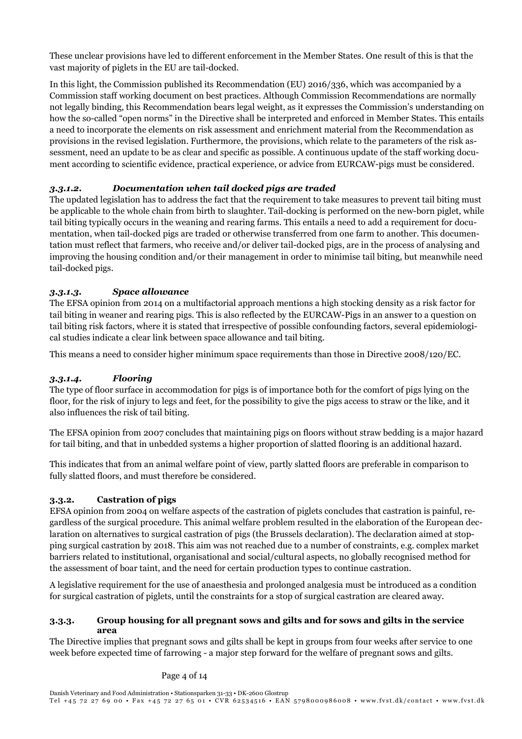These unclear provisions have led to different enforcement in the Member States. One result of this is that the vast majority of piglets in the EU are tail-docked.

In this light, the Commission published its Recommendation (EU) 2016/336, which was accompanied by a Commission staff working document on best practices. Although Commission Recommendations are normally not legally binding, this Recommendation bears legal weight, as it expresses the Commission's understanding on how the so-called "open norms" in the Directive shall be interpreted and enforced in Member States. This entails a need to incorporate the elements on risk assessment and enrichment material from the Recommendation as provisions in the revised legislation. Furthermore, the provisions, which relate to the parameters of the risk assessment, need an update to be as clear and specific as possible. A continuous update of the staff working document according to scientific evidence, practical experience, or advice from EURCAW-pigs must be considered.

#### *3.3.1.2. Documentation when tail docked pigs are traded*

The updated legislation has to address the fact that the requirement to take measures to prevent tail biting must be applicable to the whole chain from birth to slaughter. Tail-docking is performed on the new-born piglet, while tail biting typically occurs in the weaning and rearing farms. This entails a need to add a requirement for documentation, when tail-docked pigs are traded or otherwise transferred from one farm to another. This documentation must reflect that farmers, who receive and/or deliver tail-docked pigs, are in the process of analysing and improving the housing condition and/or their management in order to minimise tail biting, but meanwhile need tail-docked pigs.

#### *3.3.1.3. Space allowance*

The EFSA opinion from 2014 on a multifactorial approach mentions a high stocking density as a risk factor for tail biting in weaner and rearing pigs. This is also reflected by the EURCAW-Pigs in an answer to a question on tail biting risk factors, where it is stated that irrespective of possible confounding factors, several epidemiological studies indicate a clear link between space allowance and tail biting.

This means a need to consider higher minimum space requirements than those in Directive 2008/120/EC.

#### *3.3.1.4. Flooring*

The type of floor surface in accommodation for pigs is of importance both for the comfort of pigs lying on the floor, for the risk of injury to legs and feet, for the possibility to give the pigs access to straw or the like, and it also influences the risk of tail biting.

The EFSA opinion from 2007 concludes that maintaining pigs on floors without straw bedding is a major hazard for tail biting, and that in unbedded systems a higher proportion of slatted flooring is an additional hazard.

This indicates that from an animal welfare point of view, partly slatted floors are preferable in comparison to fully slatted floors, and must therefore be considered.

### 3.3.2. Castration of pigs

EFSA opinion from 2004 on welfare aspects of the castration of piglets concludes that castration is painful, regardless of the surgical procedure. This animal welfare problem resulted in the elaboration of the European declaration on alternatives to surgical castration of pigs (the Brussels declaration). The declaration aimed at stopping surgical castration by 2018. This aim was not reached due to a number of constraints, e.g. complex market barriers related to institutional, organisational and social/cultural aspects, no globally recognised method for the assessment of boar taint, and the need for certain production types to continue castration.

A legislative requirement for the use of anaesthesia and prolonged analgesia must be introduced as a condition for surgical castration of piglets, until the constraints for a stop of surgical castration are cleared away.

### 3.3.3. Group housing for all pregnant sows and gilts and for sows and gilts in the service area

The Directive implies that pregnant sows and gilts shall be kept in groups from four weeks after service to one week before expected time of farrowing - a major step forward for the welfare of pregnant sows and gilts.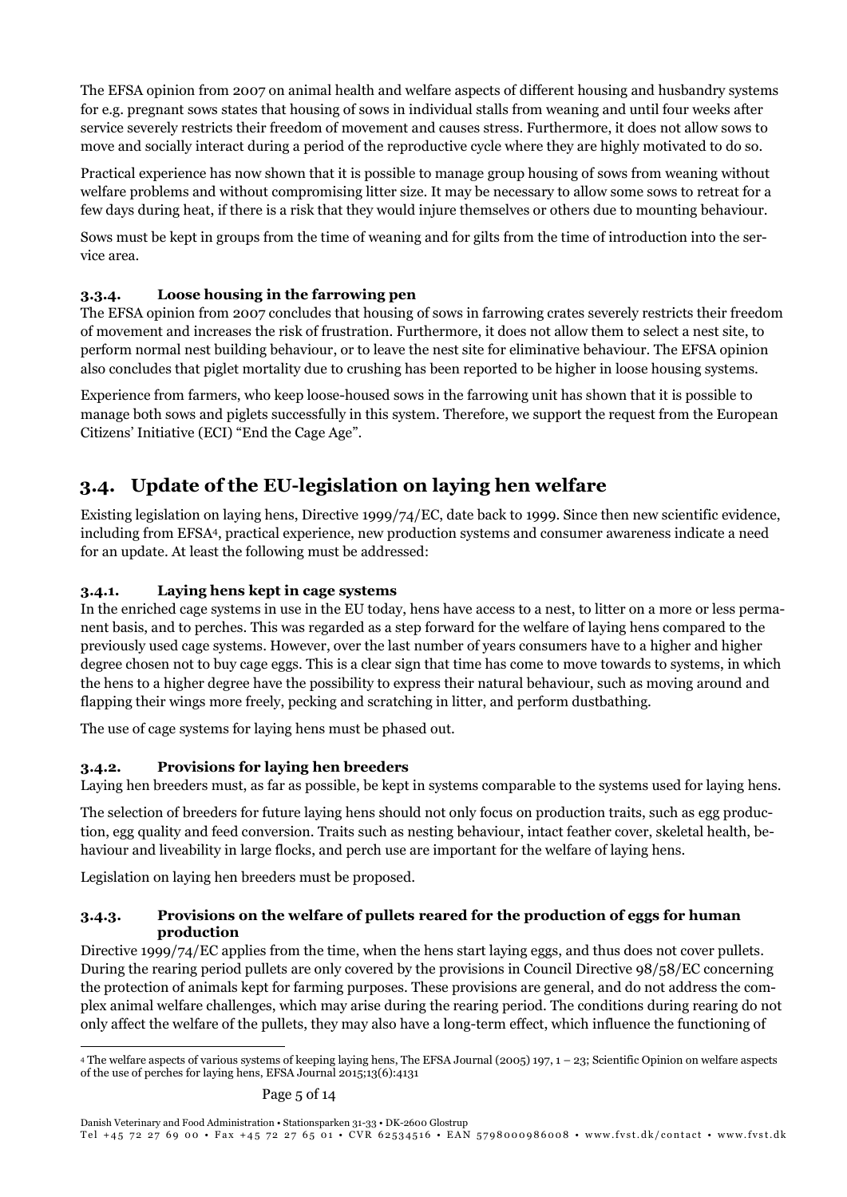The EFSA opinion from 2007 on animal health and welfare aspects of different housing and husbandry systems for e.g. pregnant sows states that housing of sows in individual stalls from weaning and until four weeks after service severely restricts their freedom of movement and causes stress. Furthermore, it does not allow sows to move and socially interact during a period of the reproductive cycle where they are highly motivated to do so.

Practical experience has now shown that it is possible to manage group housing of sows from weaning without welfare problems and without compromising litter size. It may be necessary to allow some sows to retreat for a few days during heat, if there is a risk that they would injure themselves or others due to mounting behaviour.

Sows must be kept in groups from the time of weaning and for gilts from the time of introduction into the service area.

### 3.3.4. Loose housing in the farrowing pen

The EFSA opinion from 2007 concludes that housing of sows in farrowing crates severely restricts their freedom of movement and increases the risk of frustration. Furthermore, it does not allow them to select a nest site, to perform normal nest building behaviour, or to leave the nest site for eliminative behaviour. The EFSA opinion also concludes that piglet mortality due to crushing has been reported to be higher in loose housing systems.

Experience from farmers, who keep loose-housed sows in the farrowing unit has shown that it is possible to manage both sows and piglets successfully in this system. Therefore, we support the request from the European Citizens' Initiative (ECI) "End the Cage Age".

## 3.4. Update of the EU-legislation on laying hen welfare

Existing legislation on laying hens, Directive 1999/74/EC, date back to 1999. Since then new scientific evidence, including from EFSA[4], practical experience, new production systems and consumer awareness indicate a need for an update. At least the following must be addressed:

### 3.4.1. Laying hens kept in cage systems

In the enriched cage systems in use in the EU today, hens have access to a nest, to litter on a more or less permanent basis, and to perches. This was regarded as a step forward for the welfare of laying hens compared to the previously used cage systems. However, over the last number of years consumers have to a higher and higher degree chosen not to buy cage eggs. This is a clear sign that time has come to move towards to systems, in which the hens to a higher degree have the possibility to express their natural behaviour, such as moving around and flapping their wings more freely, pecking and scratching in litter, and perform dustbathing.

The use of cage systems for laying hens must be phased out.

### 3.4.2. Provisions for laying hen breeders

Laying hen breeders must, as far as possible, be kept in systems comparable to the systems used for laying hens.

The selection of breeders for future laying hens should not only focus on production traits, such as egg production, egg quality and feed conversion. Traits such as nesting behaviour, intact feather cover, skeletal health, behaviour and liveability in large flocks, and perch use are important for the welfare of laying hens.

Legislation on laying hen breeders must be proposed.

### 3.4.3. Provisions on the welfare of pullets reared for the production of eggs for human production

Directive 1999/74/EC applies from the time, when the hens start laying eggs, and thus does not cover pullets. During the rearing period pullets are only covered by the provisions in Council Directive 98/58/EC concerning the protection of animals kept for farming purposes. These provisions are general, and do not address the complex animal welfare challenges, which may arise during the rearing period. The conditions during rearing do not only affect the welfare of the pullets, they may also have a long-term effect, which influence the functioning of

---

[4] The welfare aspects of various systems of keeping laying hens, The EFSA Journal (2005) 197, 1 – 23; Scientific Opinion on welfare aspects of the use of perches for laying hens, EFSA Journal 2015;13(6):4131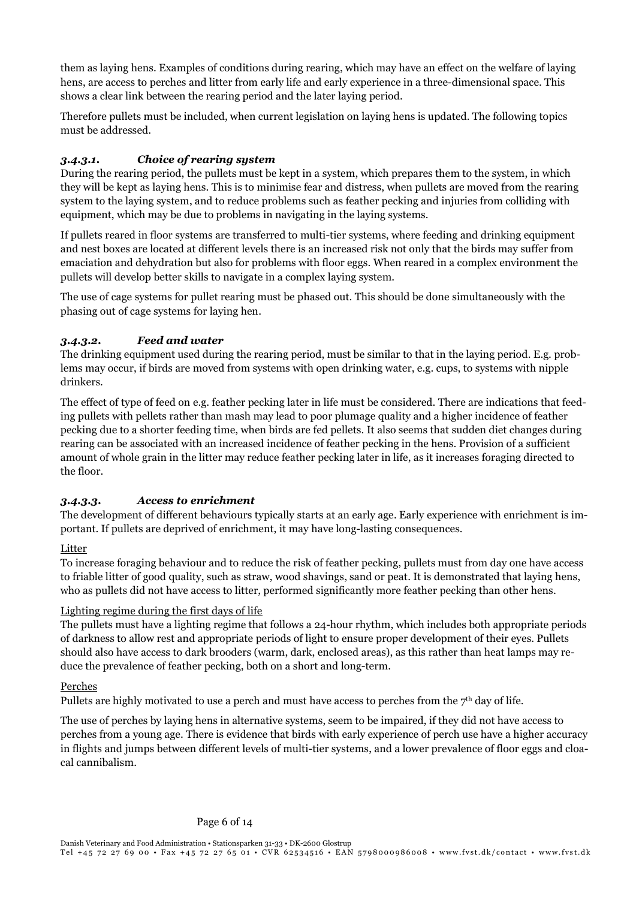them as laying hens. Examples of conditions during rearing, which may have an effect on the welfare of laying hens, are access to perches and litter from early life and early experience in a three-dimensional space. This shows a clear link between the rearing period and the later laying period.

Therefore pullets must be included, when current legislation on laying hens is updated. The following topics must be addressed.

#### *3.4.3.1. Choice of rearing system*

During the rearing period, the pullets must be kept in a system, which prepares them to the system, in which they will be kept as laying hens. This is to minimise fear and distress, when pullets are moved from the rearing system to the laying system, and to reduce problems such as feather pecking and injuries from colliding with equipment, which may be due to problems in navigating in the laying systems.

If pullets reared in floor systems are transferred to multi-tier systems, where feeding and drinking equipment and nest boxes are located at different levels there is an increased risk not only that the birds may suffer from emaciation and dehydration but also for problems with floor eggs. When reared in a complex environment the pullets will develop better skills to navigate in a complex laying system.

The use of cage systems for pullet rearing must be phased out. This should be done simultaneously with the phasing out of cage systems for laying hen.

#### *3.4.3.2. Feed and water*

The drinking equipment used during the rearing period, must be similar to that in the laying period. E.g. problems may occur, if birds are moved from systems with open drinking water, e.g. cups, to systems with nipple drinkers.

The effect of type of feed on e.g. feather pecking later in life must be considered. There are indications that feeding pullets with pellets rather than mash may lead to poor plumage quality and a higher incidence of feather pecking due to a shorter feeding time, when birds are fed pellets. It also seems that sudden diet changes during rearing can be associated with an increased incidence of feather pecking in the hens. Provision of a sufficient amount of whole grain in the litter may reduce feather pecking later in life, as it increases foraging directed to the floor.

#### *3.4.3.3. Access to enrichment*

The development of different behaviours typically starts at an early age. Early experience with enrichment is important. If pullets are deprived of enrichment, it may have long-lasting consequences.

Litter

To increase foraging behaviour and to reduce the risk of feather pecking, pullets must from day one have access to friable litter of good quality, such as straw, wood shavings, sand or peat. It is demonstrated that laying hens, who as pullets did not have access to litter, performed significantly more feather pecking than other hens.

Lighting regime during the first days of life

The pullets must have a lighting regime that follows a 24-hour rhythm, which includes both appropriate periods of darkness to allow rest and appropriate periods of light to ensure proper development of their eyes. Pullets should also have access to dark brooders (warm, dark, enclosed areas), as this rather than heat lamps may reduce the prevalence of feather pecking, both on a short and long-term.

Perches

Pullets are highly motivated to use a perch and must have access to perches from the 7th day of life.

The use of perches by laying hens in alternative systems, seem to be impaired, if they did not have access to perches from a young age. There is evidence that birds with early experience of perch use have a higher accuracy in flights and jumps between different levels of multi-tier systems, and a lower prevalence of floor eggs and cloacal cannibalism.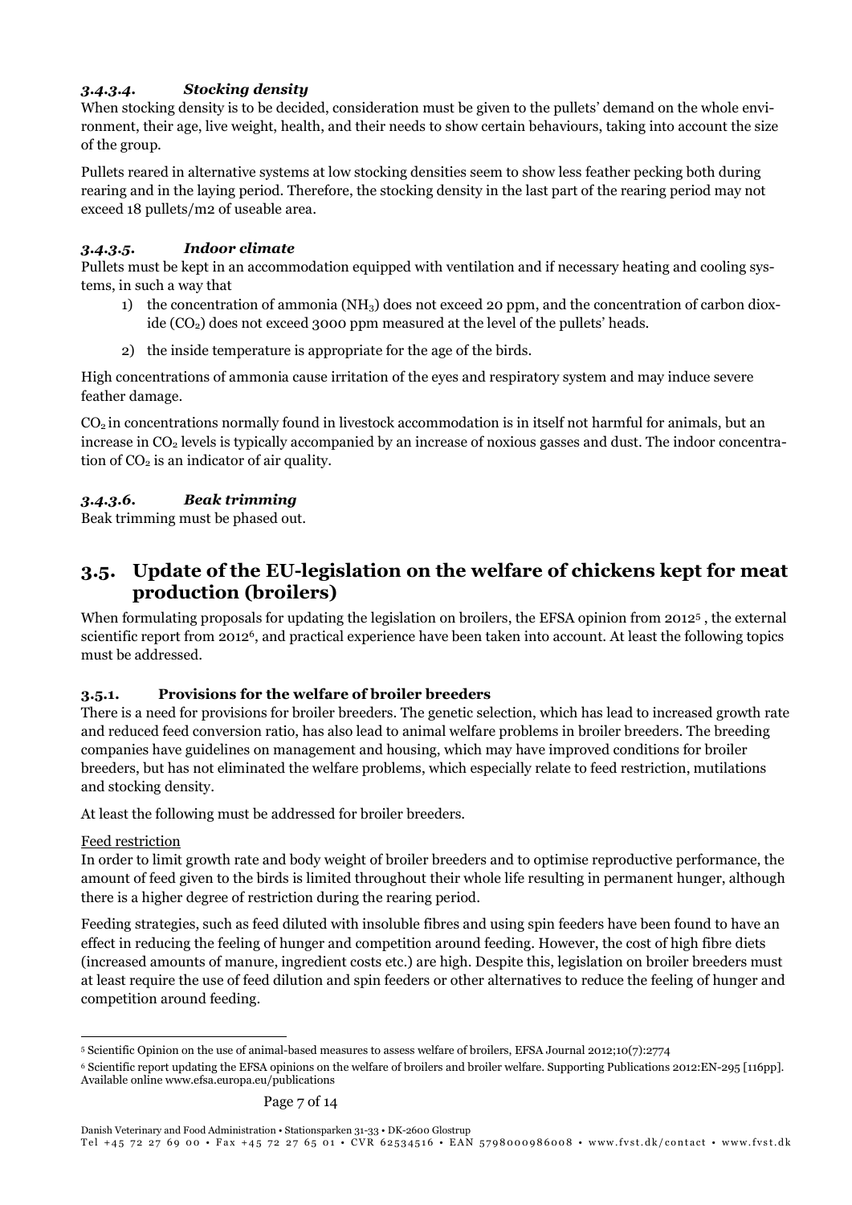#### *3.4.3.4. Stocking density*

When stocking density is to be decided, consideration must be given to the pullets' demand on the whole environment, their age, live weight, health, and their needs to show certain behaviours, taking into account the size of the group.

Pullets reared in alternative systems at low stocking densities seem to show less feather pecking both during rearing and in the laying period. Therefore, the stocking density in the last part of the rearing period may not exceed 18 pullets/m2 of useable area.

#### *3.4.3.5. Indoor climate*

Pullets must be kept in an accommodation equipped with ventilation and if necessary heating and cooling systems, in such a way that

1) the concentration of ammonia ($NH_3$) does not exceed 20 ppm, and the concentration of carbon dioxide ($CO_2$) does not exceed 3000 ppm measured at the level of the pullets' heads.
2) the inside temperature is appropriate for the age of the birds.

High concentrations of ammonia cause irritation of the eyes and respiratory system and may induce severe feather damage.

$CO_2$ in concentrations normally found in livestock accommodation is in itself not harmful for animals, but an increase in $CO_2$ levels is typically accompanied by an increase of noxious gasses and dust. The indoor concentration of $CO_2$ is an indicator of air quality.

#### *3.4.3.6. Beak trimming*

Beak trimming must be phased out.

## 3.5. Update of the EU-legislation on the welfare of chickens kept for meat production (broilers)

When formulating proposals for updating the legislation on broilers, the EFSA opinion from 2012[5], the external scientific report from 2012[6], and practical experience have been taken into account. At least the following topics must be addressed.

### 3.5.1. Provisions for the welfare of broiler breeders

There is a need for provisions for broiler breeders. The genetic selection, which has lead to increased growth rate and reduced feed conversion ratio, has also lead to animal welfare problems in broiler breeders. The breeding companies have guidelines on management and housing, which may have improved conditions for broiler breeders, but has not eliminated the welfare problems, which especially relate to feed restriction, mutilations and stocking density.

At least the following must be addressed for broiler breeders.

<u>Feed restriction</u>

In order to limit growth rate and body weight of broiler breeders and to optimise reproductive performance, the amount of feed given to the birds is limited throughout their whole life resulting in permanent hunger, although there is a higher degree of restriction during the rearing period.

Feeding strategies, such as feed diluted with insoluble fibres and using spin feeders have been found to have an effect in reducing the feeling of hunger and competition around feeding. However, the cost of high fibre diets (increased amounts of manure, ingredient costs etc.) are high. Despite this, legislation on broiler breeders must at least require the use of feed dilution and spin feeders or other alternatives to reduce the feeling of hunger and competition around feeding.

---

[5] Scientific Opinion on the use of animal-based measures to assess welfare of broilers, EFSA Journal 2012;10(7):2774

[6] Scientific report updating the EFSA opinions on the welfare of broilers and broiler welfare. Supporting Publications 2012:EN-295 [116pp]. Available online www.efsa.europa.eu/publications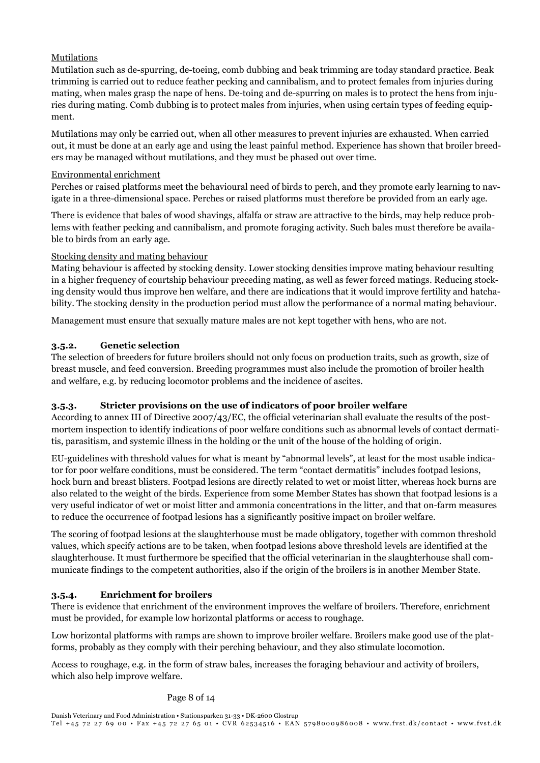Mutilations

Mutilation such as de-spurring, de-toeing, comb dubbing and beak trimming are today standard practice. Beak trimming is carried out to reduce feather pecking and cannibalism, and to protect females from injuries during mating, when males grasp the nape of hens. De-toing and de-spurring on males is to protect the hens from injuries during mating. Comb dubbing is to protect males from injuries, when using certain types of feeding equipment.

Mutilations may only be carried out, when all other measures to prevent injuries are exhausted. When carried out, it must be done at an early age and using the least painful method. Experience has shown that broiler breeders may be managed without mutilations, and they must be phased out over time.

Environmental enrichment

Perches or raised platforms meet the behavioural need of birds to perch, and they promote early learning to navigate in a three-dimensional space. Perches or raised platforms must therefore be provided from an early age.

There is evidence that bales of wood shavings, alfalfa or straw are attractive to the birds, may help reduce problems with feather pecking and cannibalism, and promote foraging activity. Such bales must therefore be available to birds from an early age.

Stocking density and mating behaviour

Mating behaviour is affected by stocking density. Lower stocking densities improve mating behaviour resulting in a higher frequency of courtship behaviour preceding mating, as well as fewer forced matings. Reducing stocking density would thus improve hen welfare, and there are indications that it would improve fertility and hatchability. The stocking density in the production period must allow the performance of a normal mating behaviour.

Management must ensure that sexually mature males are not kept together with hens, who are not.

### 3.5.2. Genetic selection

The selection of breeders for future broilers should not only focus on production traits, such as growth, size of breast muscle, and feed conversion. Breeding programmes must also include the promotion of broiler health and welfare, e.g. by reducing locomotor problems and the incidence of ascites.

### 3.5.3. Stricter provisions on the use of indicators of poor broiler welfare

According to annex III of Directive 2007/43/EC, the official veterinarian shall evaluate the results of the post-mortem inspection to identify indications of poor welfare conditions such as abnormal levels of contact dermatitis, parasitism, and systemic illness in the holding or the unit of the house of the holding of origin.

EU-guidelines with threshold values for what is meant by "abnormal levels", at least for the most usable indicator for poor welfare conditions, must be considered. The term "contact dermatitis" includes footpad lesions, hock burn and breast blisters. Footpad lesions are directly related to wet or moist litter, whereas hock burns are also related to the weight of the birds. Experience from some Member States has shown that footpad lesions is a very useful indicator of wet or moist litter and ammonia concentrations in the litter, and that on-farm measures to reduce the occurrence of footpad lesions has a significantly positive impact on broiler welfare.

The scoring of footpad lesions at the slaughterhouse must be made obligatory, together with common threshold values, which specify actions are to be taken, when footpad lesions above threshold levels are identified at the slaughterhouse. It must furthermore be specified that the official veterinarian in the slaughterhouse shall communicate findings to the competent authorities, also if the origin of the broilers is in another Member State.

### 3.5.4. Enrichment for broilers

There is evidence that enrichment of the environment improves the welfare of broilers. Therefore, enrichment must be provided, for example low horizontal platforms or access to roughage.

Low horizontal platforms with ramps are shown to improve broiler welfare. Broilers make good use of the platforms, probably as they comply with their perching behaviour, and they also stimulate locomotion.

Access to roughage, e.g. in the form of straw bales, increases the foraging behaviour and activity of broilers, which also help improve welfare.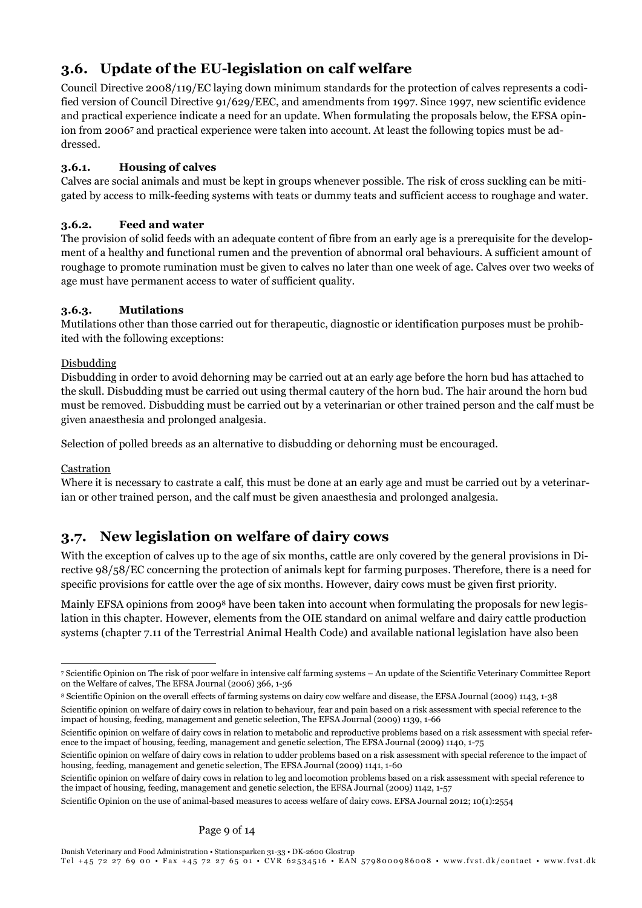## 3.6. Update of the EU-legislation on calf welfare

Council Directive 2008/119/EC laying down minimum standards for the protection of calves represents a codified version of Council Directive 91/629/EEC, and amendments from 1997. Since 1997, new scientific evidence and practical experience indicate a need for an update. When formulating the proposals below, the EFSA opinion from 2006[7] and practical experience were taken into account. At least the following topics must be addressed.

### 3.6.1. Housing of calves

Calves are social animals and must be kept in groups whenever possible. The risk of cross suckling can be mitigated by access to milk-feeding systems with teats or dummy teats and sufficient access to roughage and water.

### 3.6.2. Feed and water

The provision of solid feeds with an adequate content of fibre from an early age is a prerequisite for the development of a healthy and functional rumen and the prevention of abnormal oral behaviours. A sufficient amount of roughage to promote rumination must be given to calves no later than one week of age. Calves over two weeks of age must have permanent access to water of sufficient quality.

### 3.6.3. Mutilations

Mutilations other than those carried out for therapeutic, diagnostic or identification purposes must be prohibited with the following exceptions:

Disbudding

Disbudding in order to avoid dehorning may be carried out at an early age before the horn bud has attached to the skull. Disbudding must be carried out using thermal cautery of the horn bud. The hair around the horn bud must be removed. Disbudding must be carried out by a veterinarian or other trained person and the calf must be given anaesthesia and prolonged analgesia.

Selection of polled breeds as an alternative to disbudding or dehorning must be encouraged.

Castration

Where it is necessary to castrate a calf, this must be done at an early age and must be carried out by a veterinarian or other trained person, and the calf must be given anaesthesia and prolonged analgesia.

## 3.7. New legislation on welfare of dairy cows

With the exception of calves up to the age of six months, cattle are only covered by the general provisions in Directive 98/58/EC concerning the protection of animals kept for farming purposes. Therefore, there is a need for specific provisions for cattle over the age of six months. However, dairy cows must be given first priority.

Mainly EFSA opinions from 2009[8] have been taken into account when formulating the proposals for new legislation in this chapter. However, elements from the OIE standard on animal welfare and dairy cattle production systems (chapter 7.11 of the Terrestrial Animal Health Code) and available national legislation have also been

---

[7] Scientific Opinion on The risk of poor welfare in intensive calf farming systems – An update of the Scientific Veterinary Committee Report on the Welfare of calves, The EFSA Journal (2006) 366, 1-36

[8] Scientific Opinion on the overall effects of farming systems on dairy cow welfare and disease, the EFSA Journal (2009) 1143, 1-38

Scientific opinion on welfare of dairy cows in relation to behaviour, fear and pain based on a risk assessment with special reference to the impact of housing, feeding, management and genetic selection, The EFSA Journal (2009) 1139, 1-66

Scientific opinion on welfare of dairy cows in relation to metabolic and reproductive problems based on a risk assessment with special reference to the impact of housing, feeding, management and genetic selection, The EFSA Journal (2009) 1140, 1-75

Scientific opinion on welfare of dairy cows in relation to udder problems based on a risk assessment with special reference to the impact of housing, feeding, management and genetic selection, The EFSA Journal (2009) 1141, 1-60

Scientific opinion on welfare of dairy cows in relation to leg and locomotion problems based on a risk assessment with special reference to the impact of housing, feeding, management and genetic selection, the EFSA Journal (2009) 1142, 1-57

Scientific Opinion on the use of animal-based measures to access welfare of dairy cows. EFSA Journal 2012; 10(1):2554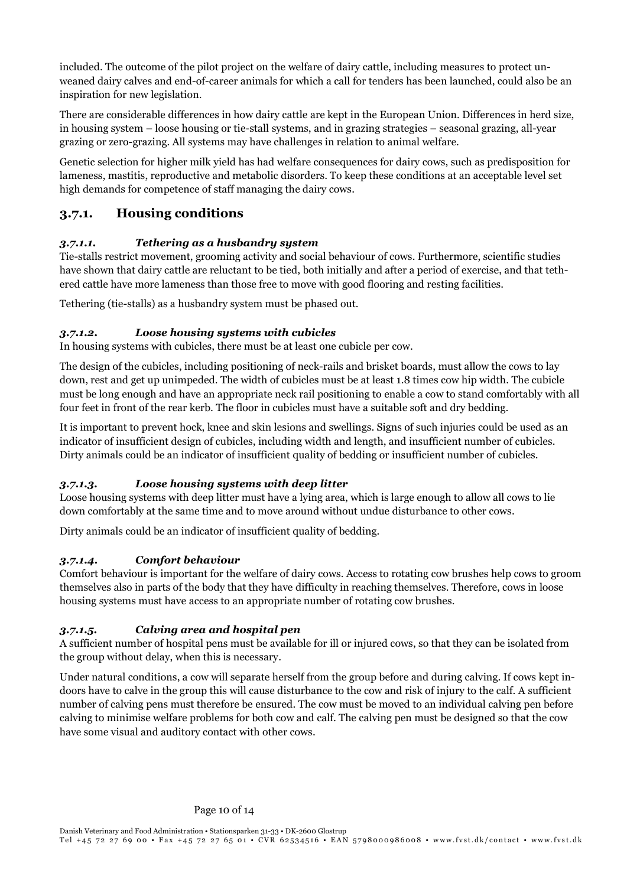included. The outcome of the pilot project on the welfare of dairy cattle, including measures to protect unweaned dairy calves and end-of-career animals for which a call for tenders has been launched, could also be an inspiration for new legislation.

There are considerable differences in how dairy cattle are kept in the European Union. Differences in herd size, in housing system – loose housing or tie-stall systems, and in grazing strategies – seasonal grazing, all-year grazing or zero-grazing. All systems may have challenges in relation to animal welfare.

Genetic selection for higher milk yield has had welfare consequences for dairy cows, such as predisposition for lameness, mastitis, reproductive and metabolic disorders. To keep these conditions at an acceptable level set high demands for competence of staff managing the dairy cows.

## 3.7.1. Housing conditions

### *3.7.1.1. Tethering as a husbandry system*

Tie-stalls restrict movement, grooming activity and social behaviour of cows. Furthermore, scientific studies have shown that dairy cattle are reluctant to be tied, both initially and after a period of exercise, and that tethered cattle have more lameness than those free to move with good flooring and resting facilities.

Tethering (tie-stalls) as a husbandry system must be phased out.

### *3.7.1.2. Loose housing systems with cubicles*

In housing systems with cubicles, there must be at least one cubicle per cow.

The design of the cubicles, including positioning of neck-rails and brisket boards, must allow the cows to lay down, rest and get up unimpeded. The width of cubicles must be at least 1.8 times cow hip width. The cubicle must be long enough and have an appropriate neck rail positioning to enable a cow to stand comfortably with all four feet in front of the rear kerb. The floor in cubicles must have a suitable soft and dry bedding.

It is important to prevent hock, knee and skin lesions and swellings. Signs of such injuries could be used as an indicator of insufficient design of cubicles, including width and length, and insufficient number of cubicles. Dirty animals could be an indicator of insufficient quality of bedding or insufficient number of cubicles.

### *3.7.1.3. Loose housing systems with deep litter*

Loose housing systems with deep litter must have a lying area, which is large enough to allow all cows to lie down comfortably at the same time and to move around without undue disturbance to other cows.

Dirty animals could be an indicator of insufficient quality of bedding.

### *3.7.1.4. Comfort behaviour*

Comfort behaviour is important for the welfare of dairy cows. Access to rotating cow brushes help cows to groom themselves also in parts of the body that they have difficulty in reaching themselves. Therefore, cows in loose housing systems must have access to an appropriate number of rotating cow brushes.

### *3.7.1.5. Calving area and hospital pen*

A sufficient number of hospital pens must be available for ill or injured cows, so that they can be isolated from the group without delay, when this is necessary.

Under natural conditions, a cow will separate herself from the group before and during calving. If cows kept indoors have to calve in the group this will cause disturbance to the cow and risk of injury to the calf. A sufficient number of calving pens must therefore be ensured. The cow must be moved to an individual calving pen before calving to minimise welfare problems for both cow and calf. The calving pen must be designed so that the cow have some visual and auditory contact with other cows.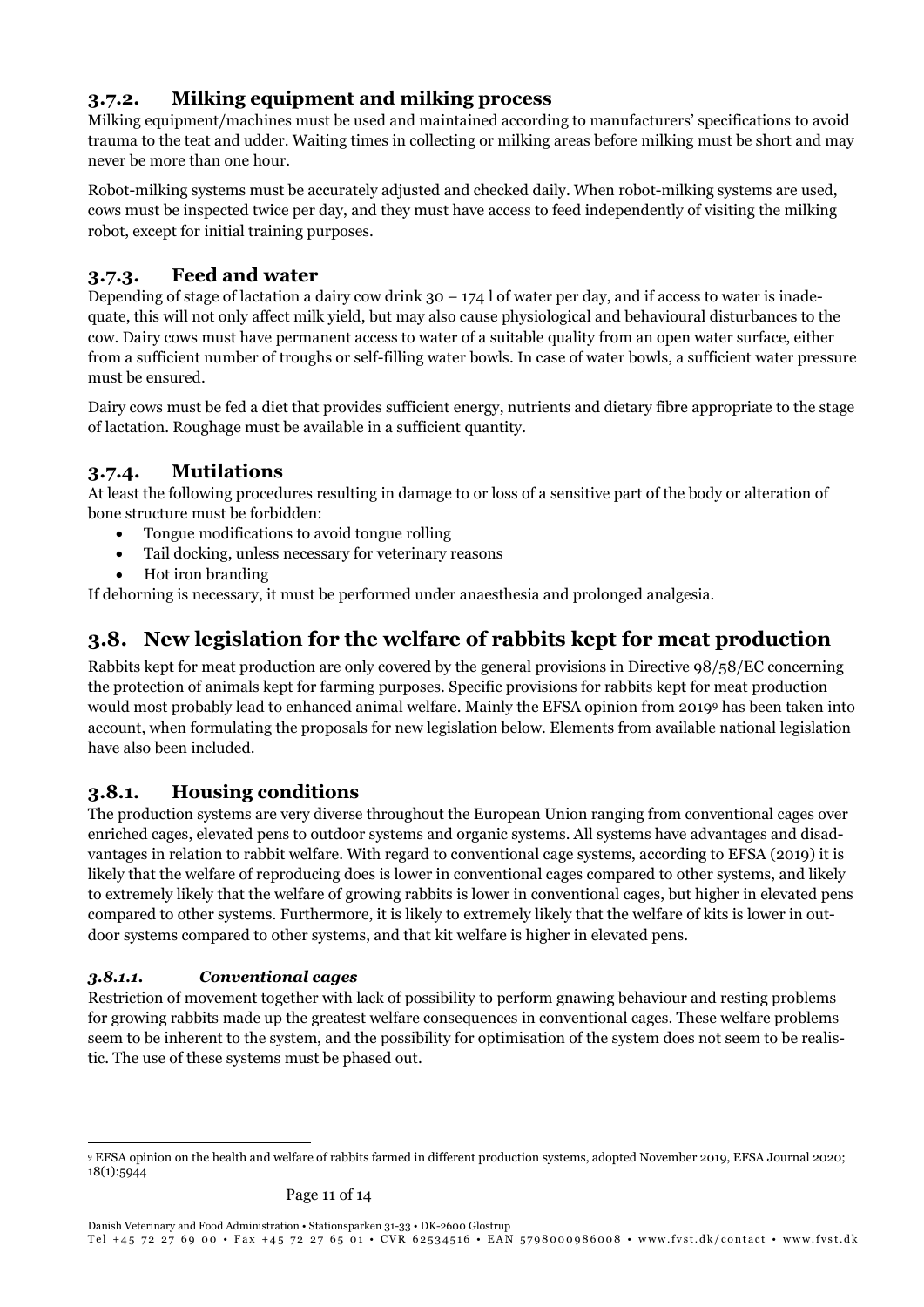### 3.7.2. Milking equipment and milking process

Milking equipment/machines must be used and maintained according to manufacturers' specifications to avoid trauma to the teat and udder. Waiting times in collecting or milking areas before milking must be short and may never be more than one hour.

Robot-milking systems must be accurately adjusted and checked daily. When robot-milking systems are used, cows must be inspected twice per day, and they must have access to feed independently of visiting the milking robot, except for initial training purposes.

### 3.7.3. Feed and water

Depending of stage of lactation a dairy cow drink 30 – 174 l of water per day, and if access to water is inadequate, this will not only affect milk yield, but may also cause physiological and behavioural disturbances to the cow. Dairy cows must have permanent access to water of a suitable quality from an open water surface, either from a sufficient number of troughs or self-filling water bowls. In case of water bowls, a sufficient water pressure must be ensured.

Dairy cows must be fed a diet that provides sufficient energy, nutrients and dietary fibre appropriate to the stage of lactation. Roughage must be available in a sufficient quantity.

### 3.7.4. Mutilations

At least the following procedures resulting in damage to or loss of a sensitive part of the body or alteration of bone structure must be forbidden:

- Tongue modifications to avoid tongue rolling
- Tail docking, unless necessary for veterinary reasons
- Hot iron branding

If dehorning is necessary, it must be performed under anaesthesia and prolonged analgesia.

## 3.8. New legislation for the welfare of rabbits kept for meat production

Rabbits kept for meat production are only covered by the general provisions in Directive 98/58/EC concerning the protection of animals kept for farming purposes. Specific provisions for rabbits kept for meat production would most probably lead to enhanced animal welfare. Mainly the EFSA opinion from 2019[9] has been taken into account, when formulating the proposals for new legislation below. Elements from available national legislation have also been included.

### 3.8.1. Housing conditions

The production systems are very diverse throughout the European Union ranging from conventional cages over enriched cages, elevated pens to outdoor systems and organic systems. All systems have advantages and disadvantages in relation to rabbit welfare. With regard to conventional cage systems, according to EFSA (2019) it is likely that the welfare of reproducing does is lower in conventional cages compared to other systems, and likely to extremely likely that the welfare of growing rabbits is lower in conventional cages, but higher in elevated pens compared to other systems. Furthermore, it is likely to extremely likely that the welfare of kits is lower in outdoor systems compared to other systems, and that kit welfare is higher in elevated pens.

#### *3.8.1.1. Conventional cages*

Restriction of movement together with lack of possibility to perform gnawing behaviour and resting problems for growing rabbits made up the greatest welfare consequences in conventional cages. These welfare problems seem to be inherent to the system, and the possibility for optimisation of the system does not seem to be realistic. The use of these systems must be phased out.

---

[9] EFSA opinion on the health and welfare of rabbits farmed in different production systems, adopted November 2019, EFSA Journal 2020; 18(1):5944

Danish Veterinary and Food Administration • Stationsparken 31-33 • DK-2600 Glostrup
Tel +45 72 27 69 00 • Fax +45 72 27 65 01 • CVR 62534516 • EAN 5798000986008 • www.fvst.dk/contact • www.fvst.dk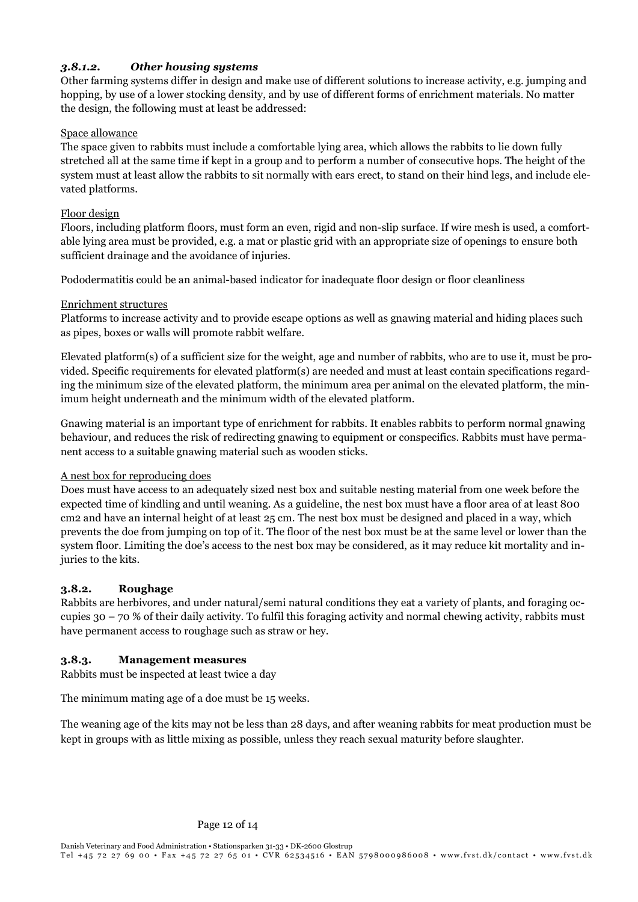#### *3.8.1.2. Other housing systems*

Other farming systems differ in design and make use of different solutions to increase activity, e.g. jumping and hopping, by use of a lower stocking density, and by use of different forms of enrichment materials. No matter the design, the following must at least be addressed:

Space allowance

The space given to rabbits must include a comfortable lying area, which allows the rabbits to lie down fully stretched all at the same time if kept in a group and to perform a number of consecutive hops. The height of the system must at least allow the rabbits to sit normally with ears erect, to stand on their hind legs, and include elevated platforms.

Floor design

Floors, including platform floors, must form an even, rigid and non-slip surface. If wire mesh is used, a comfortable lying area must be provided, e.g. a mat or plastic grid with an appropriate size of openings to ensure both sufficient drainage and the avoidance of injuries.

Pododermatitis could be an animal-based indicator for inadequate floor design or floor cleanliness

Enrichment structures

Platforms to increase activity and to provide escape options as well as gnawing material and hiding places such as pipes, boxes or walls will promote rabbit welfare.

Elevated platform(s) of a sufficient size for the weight, age and number of rabbits, who are to use it, must be provided. Specific requirements for elevated platform(s) are needed and must at least contain specifications regarding the minimum size of the elevated platform, the minimum area per animal on the elevated platform, the minimum height underneath and the minimum width of the elevated platform.

Gnawing material is an important type of enrichment for rabbits. It enables rabbits to perform normal gnawing behaviour, and reduces the risk of redirecting gnawing to equipment or conspecifics. Rabbits must have permanent access to a suitable gnawing material such as wooden sticks.

A nest box for reproducing does

Does must have access to an adequately sized nest box and suitable nesting material from one week before the expected time of kindling and until weaning. As a guideline, the nest box must have a floor area of at least 800 cm2 and have an internal height of at least 25 cm. The nest box must be designed and placed in a way, which prevents the doe from jumping on top of it. The floor of the nest box must be at the same level or lower than the system floor. Limiting the doe's access to the nest box may be considered, as it may reduce kit mortality and injuries to the kits.

### 3.8.2. Roughage

Rabbits are herbivores, and under natural/semi natural conditions they eat a variety of plants, and foraging occupies 30 – 70 % of their daily activity. To fulfil this foraging activity and normal chewing activity, rabbits must have permanent access to roughage such as straw or hey.

### 3.8.3. Management measures

Rabbits must be inspected at least twice a day

The minimum mating age of a doe must be 15 weeks.

The weaning age of the kits may not be less than 28 days, and after weaning rabbits for meat production must be kept in groups with as little mixing as possible, unless they reach sexual maturity before slaughter.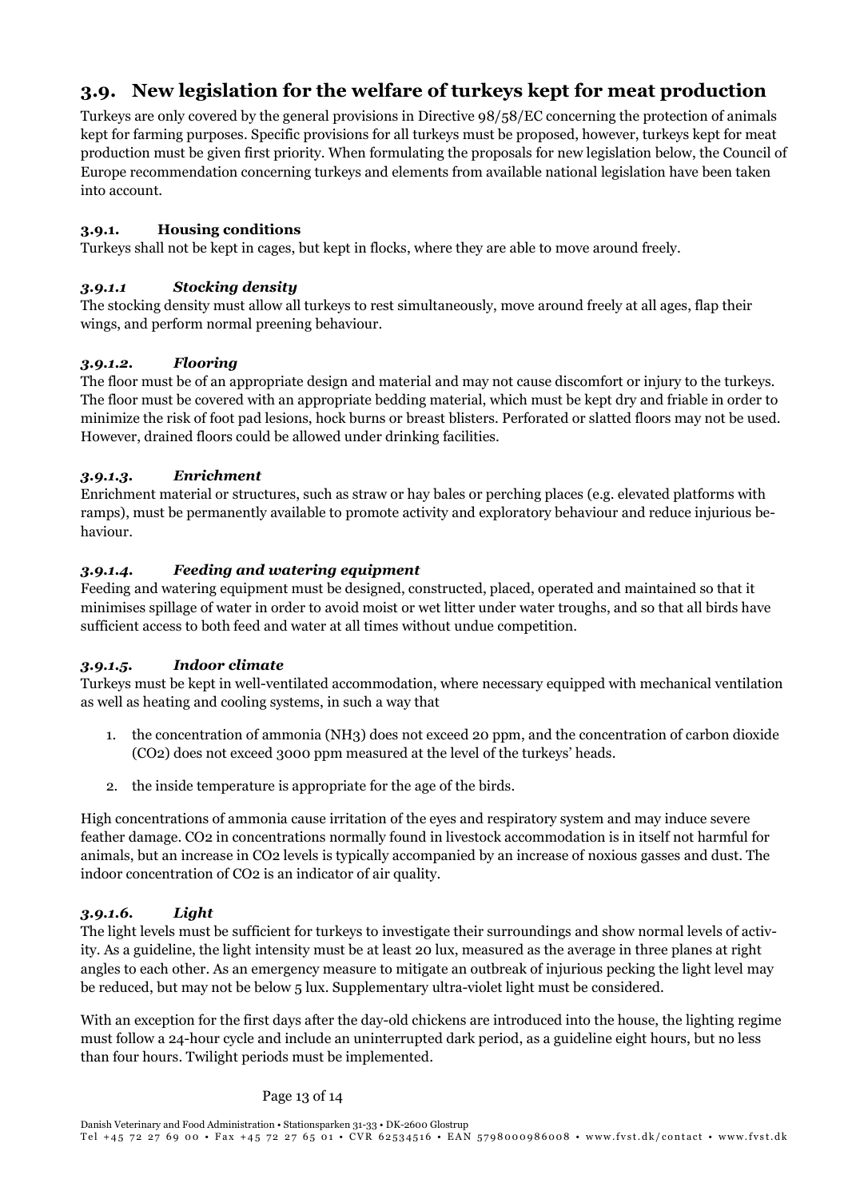## 3.9. New legislation for the welfare of turkeys kept for meat production

Turkeys are only covered by the general provisions in Directive 98/58/EC concerning the protection of animals kept for farming purposes. Specific provisions for all turkeys must be proposed, however, turkeys kept for meat production must be given first priority. When formulating the proposals for new legislation below, the Council of Europe recommendation concerning turkeys and elements from available national legislation have been taken into account.

### 3.9.1. Housing conditions

Turkeys shall not be kept in cages, but kept in flocks, where they are able to move around freely.

#### *3.9.1.1 Stocking density*

The stocking density must allow all turkeys to rest simultaneously, move around freely at all ages, flap their wings, and perform normal preening behaviour.

#### *3.9.1.2. Flooring*

The floor must be of an appropriate design and material and may not cause discomfort or injury to the turkeys. The floor must be covered with an appropriate bedding material, which must be kept dry and friable in order to minimize the risk of foot pad lesions, hock burns or breast blisters. Perforated or slatted floors may not be used. However, drained floors could be allowed under drinking facilities.

#### *3.9.1.3. Enrichment*

Enrichment material or structures, such as straw or hay bales or perching places (e.g. elevated platforms with ramps), must be permanently available to promote activity and exploratory behaviour and reduce injurious behaviour.

#### *3.9.1.4. Feeding and watering equipment*

Feeding and watering equipment must be designed, constructed, placed, operated and maintained so that it minimises spillage of water in order to avoid moist or wet litter under water troughs, and so that all birds have sufficient access to both feed and water at all times without undue competition.

#### *3.9.1.5. Indoor climate*

Turkeys must be kept in well-ventilated accommodation, where necessary equipped with mechanical ventilation as well as heating and cooling systems, in such a way that

1. the concentration of ammonia ($NH_3$) does not exceed 20 ppm, and the concentration of carbon dioxide ($CO_2$) does not exceed 3000 ppm measured at the level of the turkeys' heads.
2. the inside temperature is appropriate for the age of the birds.

High concentrations of ammonia cause irritation of the eyes and respiratory system and may induce severe feather damage. $CO_2$ in concentrations normally found in livestock accommodation is in itself not harmful for animals, but an increase in $CO_2$ levels is typically accompanied by an increase of noxious gasses and dust. The indoor concentration of $CO_2$ is an indicator of air quality.

#### *3.9.1.6. Light*

The light levels must be sufficient for turkeys to investigate their surroundings and show normal levels of activity. As a guideline, the light intensity must be at least 20 lux, measured as the average in three planes at right angles to each other. As an emergency measure to mitigate an outbreak of injurious pecking the light level may be reduced, but may not be below 5 lux. Supplementary ultra-violet light must be considered.

With an exception for the first days after the day-old chickens are introduced into the house, the lighting regime must follow a 24-hour cycle and include an uninterrupted dark period, as a guideline eight hours, but no less than four hours. Twilight periods must be implemented.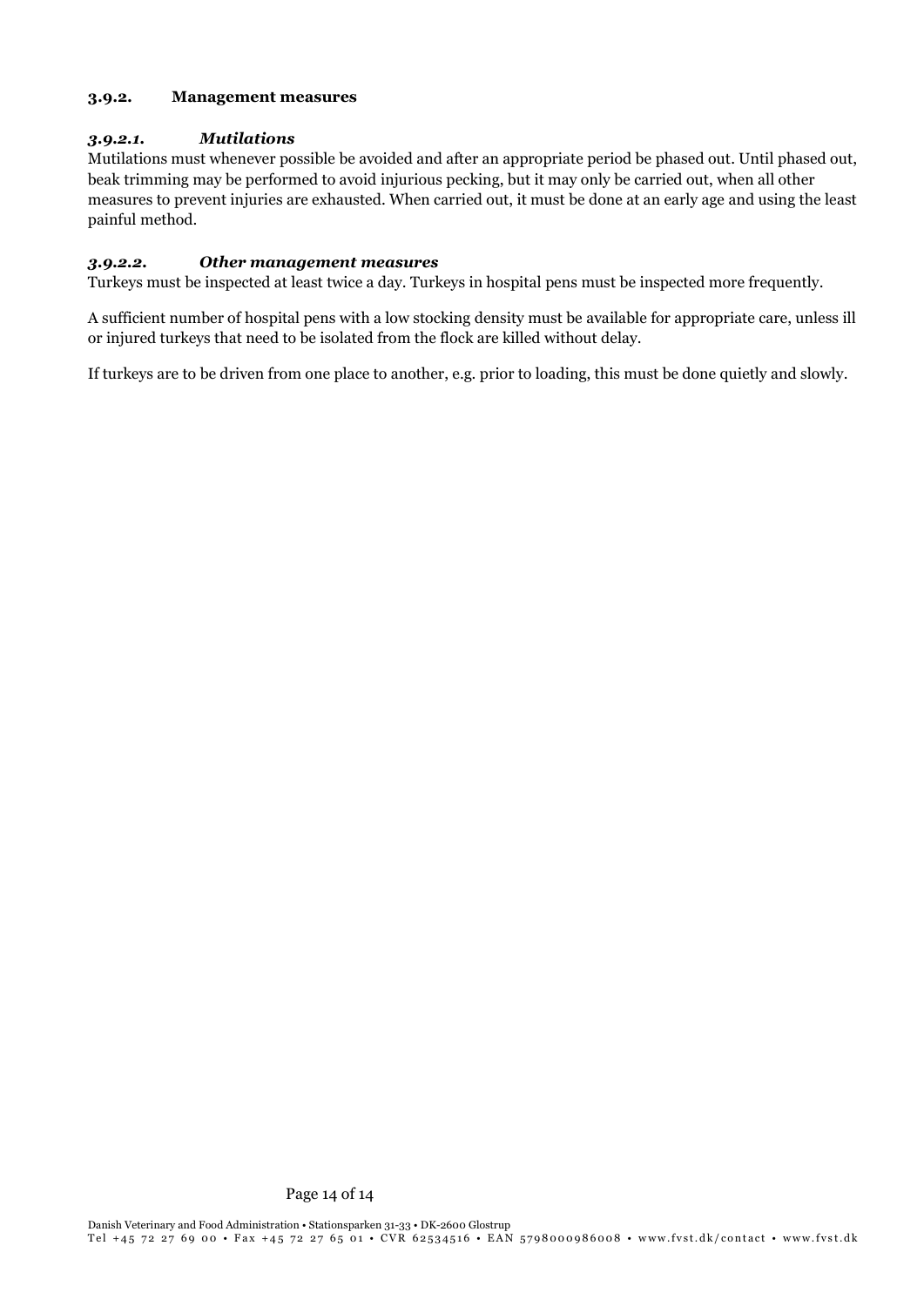### 3.9.2. Management measures

#### *3.9.2.1. Mutilations*

Mutilations must whenever possible be avoided and after an appropriate period be phased out. Until phased out, beak trimming may be performed to avoid injurious pecking, but it may only be carried out, when all other measures to prevent injuries are exhausted. When carried out, it must be done at an early age and using the least painful method.

#### *3.9.2.2. Other management measures*

Turkeys must be inspected at least twice a day. Turkeys in hospital pens must be inspected more frequently.

A sufficient number of hospital pens with a low stocking density must be available for appropriate care, unless ill or injured turkeys that need to be isolated from the flock are killed without delay.

If turkeys are to be driven from one place to another, e.g. prior to loading, this must be done quietly and slowly.